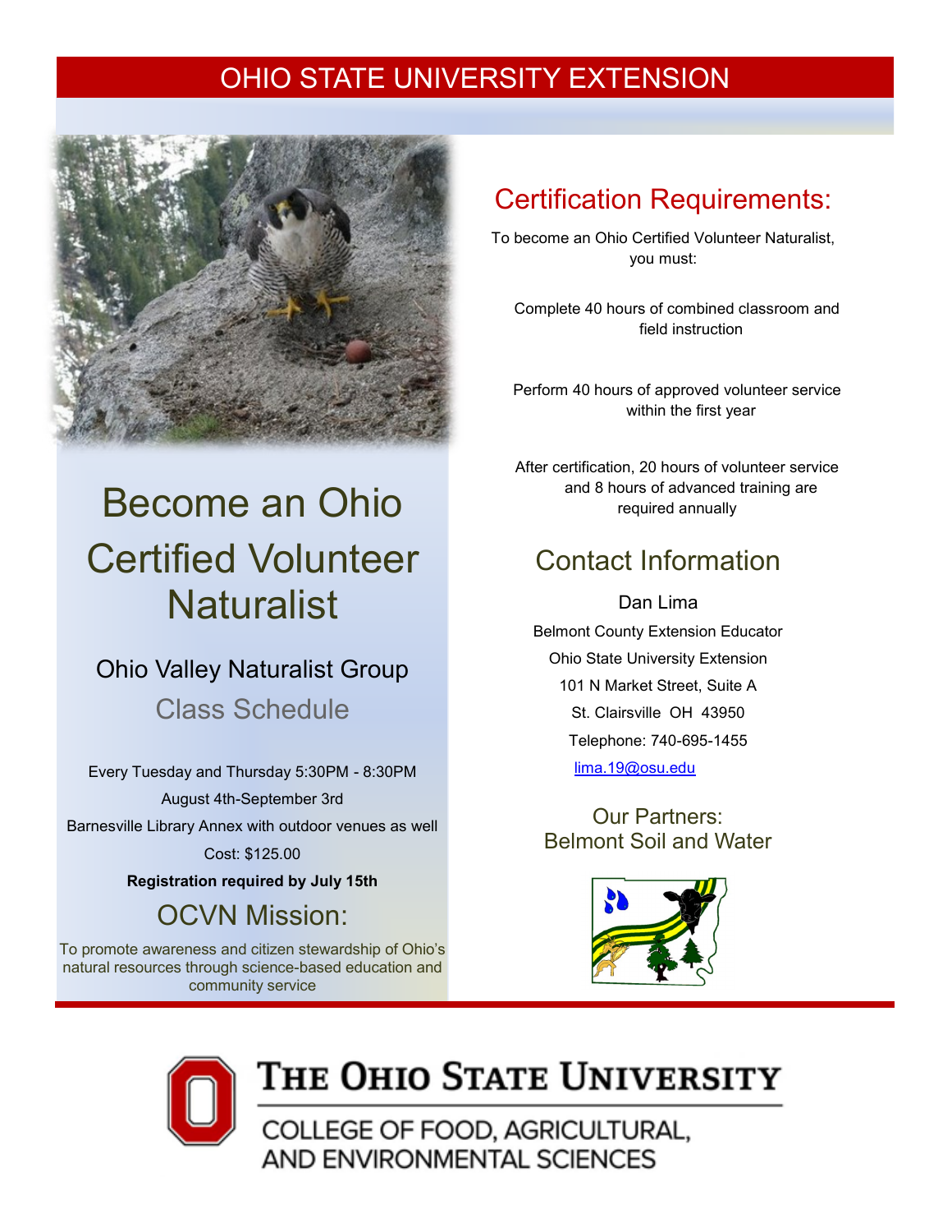# OHIO STATE UNIVERSITY EXTENSION

# Become an Ohio Certified Volunteer Naturalist

## Ohio Valley Naturalist Group

### Class Schedule

Every Tuesday and Thursday 5:30PM - 8:30PM

August 4th-September 3rd

Barnesville Library Annex with outdoor venues as well

Cost: $125.00

**Registration required by July 15th**

## OCVN Mission:

To promote awareness and citizen stewardship of Ohio's natural resources through science-based education and community service

## Certification Requirements:

To become an Ohio Certified Volunteer Naturalist, you must:

- Complete 40 hours of combined classroom and field instruction
- Perform 40 hours of approved volunteer service within the first year
- After certification, 20 hours of volunteer service and 8 hours of advanced training are required annually

## Contact Information

Dan Lima

Belmont County Extension Educator

Ohio State University Extension

101 N Market Street, Suite A

St. Clairsville OH 43950

Telephone: 740-695-1455

lima.19@osu.edu

### Our Partners:
Belmont Soil and Water

THE OHIO STATE UNIVERSITY

COLLEGE OF FOOD, AGRICULTURAL, AND ENVIRONMENTAL SCIENCES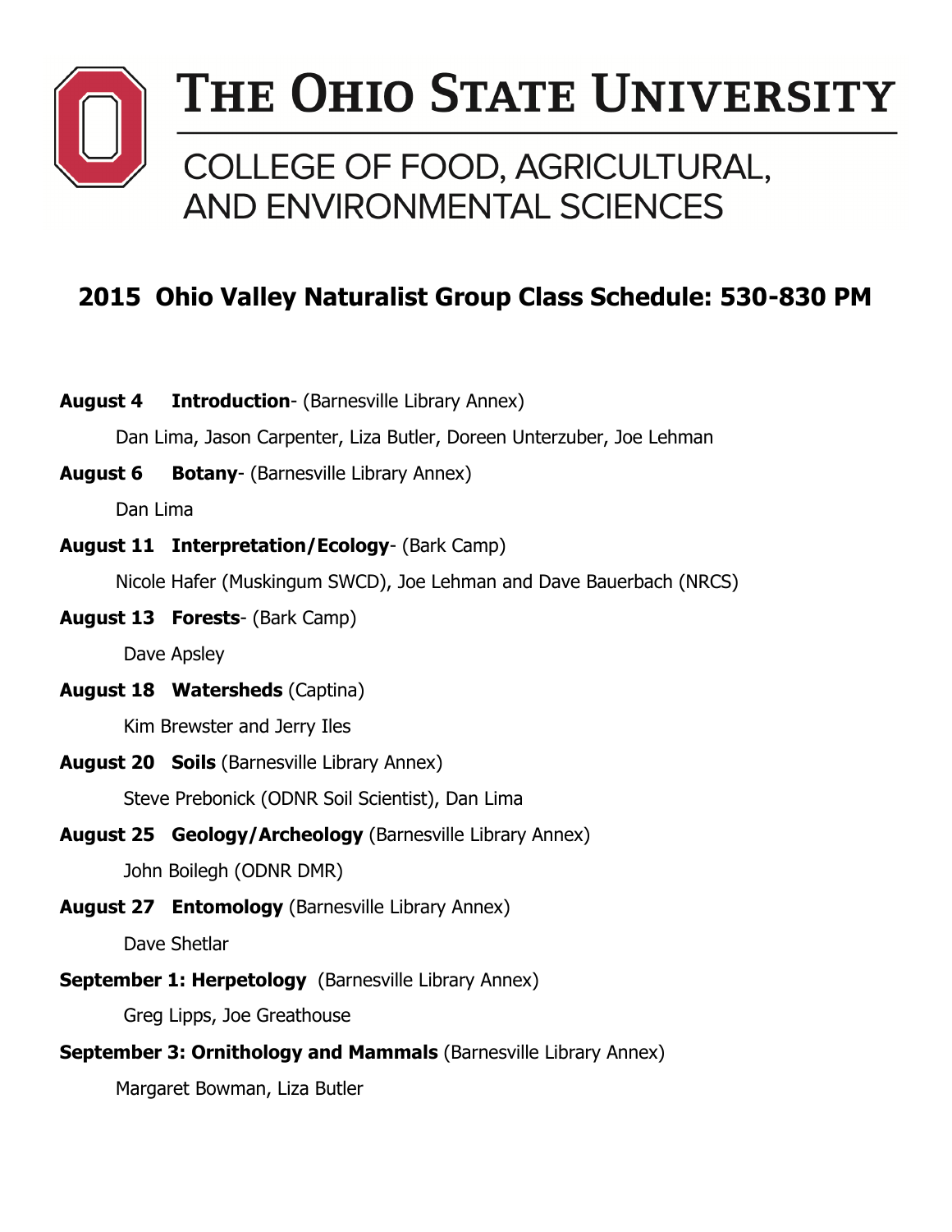# THE OHIO STATE UNIVERSITY

COLLEGE OF FOOD, AGRICULTURAL, AND ENVIRONMENTAL SCIENCES

## 2015 Ohio Valley Naturalist Group Class Schedule: 530-830 PM

**August 4** **Introduction**- (Barnesville Library Annex)

Dan Lima, Jason Carpenter, Liza Butler, Doreen Unterzuber, Joe Lehman

**August 6** **Botany**- (Barnesville Library Annex)

Dan Lima

**August 11** **Interpretation/Ecology**- (Bark Camp)

Nicole Hafer (Muskingum SWCD), Joe Lehman and Dave Bauerbach (NRCS)

**August 13** **Forests**- (Bark Camp)

Dave Apsley

**August 18** **Watersheds** (Captina)

Kim Brewster and Jerry Iles

**August 20** **Soils** (Barnesville Library Annex)

Steve Prebonick (ODNR Soil Scientist), Dan Lima

**August 25** **Geology/Archeology** (Barnesville Library Annex)

John Boilegh (ODNR DMR)

**August 27** **Entomology** (Barnesville Library Annex)

Dave Shetlar

**September 1: Herpetology** (Barnesville Library Annex)

Greg Lipps, Joe Greathouse

**September 3: Ornithology and Mammals** (Barnesville Library Annex)

Margaret Bowman, Liza Butler